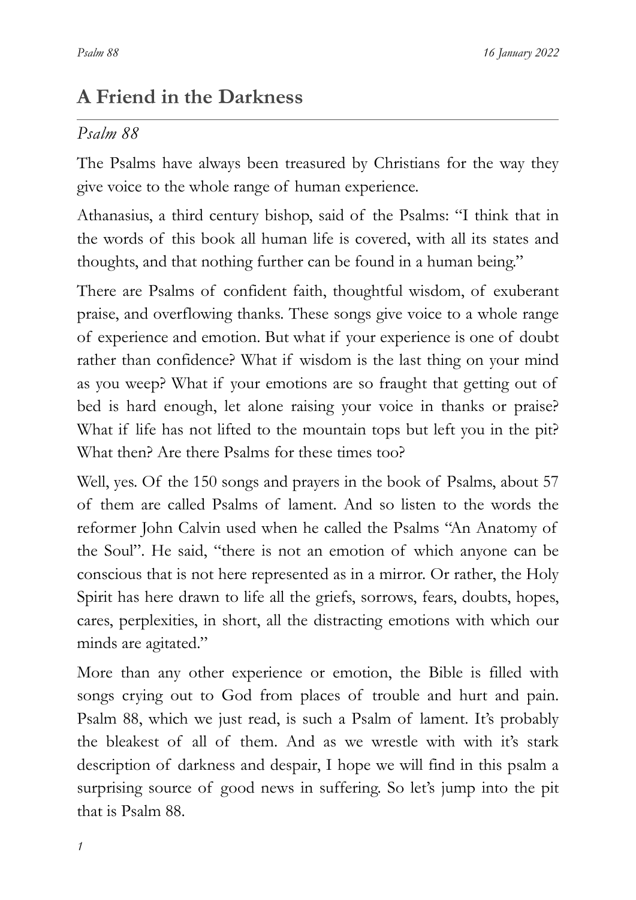# A Friend in the Darkness

*Psalm 88*

The Psalms have always been treasured by Christians for the way they give voice to the whole range of human experience.

Athanasius, a third century bishop, said of the Psalms: "I think that in the words of this book all human life is covered, with all its states and thoughts, and that nothing further can be found in a human being."

There are Psalms of confident faith, thoughtful wisdom, of exuberant praise, and overflowing thanks. These songs give voice to a whole range of experience and emotion. But what if your experience is one of doubt rather than confidence? What if wisdom is the last thing on your mind as you weep? What if your emotions are so fraught that getting out of bed is hard enough, let alone raising your voice in thanks or praise? What if life has not lifted to the mountain tops but left you in the pit? What then? Are there Psalms for these times too?

Well, yes. Of the 150 songs and prayers in the book of Psalms, about 57 of them are called Psalms of lament. And so listen to the words the reformer John Calvin used when he called the Psalms "An Anatomy of the Soul". He said, "there is not an emotion of which anyone can be conscious that is not here represented as in a mirror. Or rather, the Holy Spirit has here drawn to life all the griefs, sorrows, fears, doubts, hopes, cares, perplexities, in short, all the distracting emotions with which our minds are agitated."

More than any other experience or emotion, the Bible is filled with songs crying out to God from places of trouble and hurt and pain. Psalm 88, which we just read, is such a Psalm of lament. It's probably the bleakest of all of them. And as we wrestle with with it's stark description of darkness and despair, I hope we will find in this psalm a surprising source of good news in suffering. So let's jump into the pit that is Psalm 88.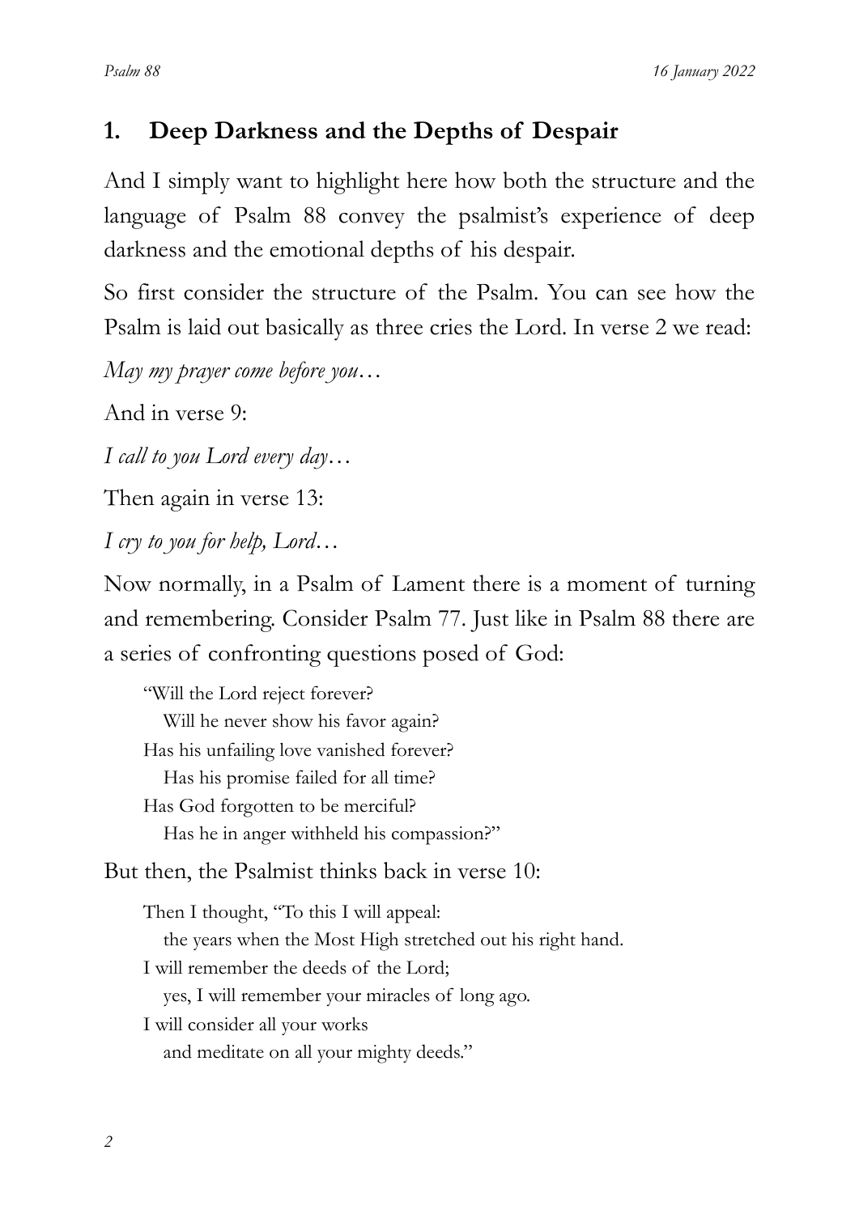## 1. Deep Darkness and the Depths of Despair

And I simply want to highlight here how both the structure and the language of Psalm 88 convey the psalmist's experience of deep darkness and the emotional depths of his despair.

So first consider the structure of the Psalm. You can see how the Psalm is laid out basically as three cries the Lord. In verse 2 we read:

*May my prayer come before you…*

And in verse 9:

*I call to you Lord every day…*

Then again in verse 13:

*I cry to you for help, Lord…*

Now normally, in a Psalm of Lament there is a moment of turning and remembering. Consider Psalm 77. Just like in Psalm 88 there are a series of confronting questions posed of God:

> "Will the Lord reject forever?
> Will he never show his favor again?
> Has his unfailing love vanished forever?
> Has his promise failed for all time?
> Has God forgotten to be merciful?
> Has he in anger withheld his compassion?"

But then, the Psalmist thinks back in verse 10:

> Then I thought, "To this I will appeal:
> the years when the Most High stretched out his right hand.
> I will remember the deeds of the Lord;
> yes, I will remember your miracles of long ago.
> I will consider all your works
> and meditate on all your mighty deeds."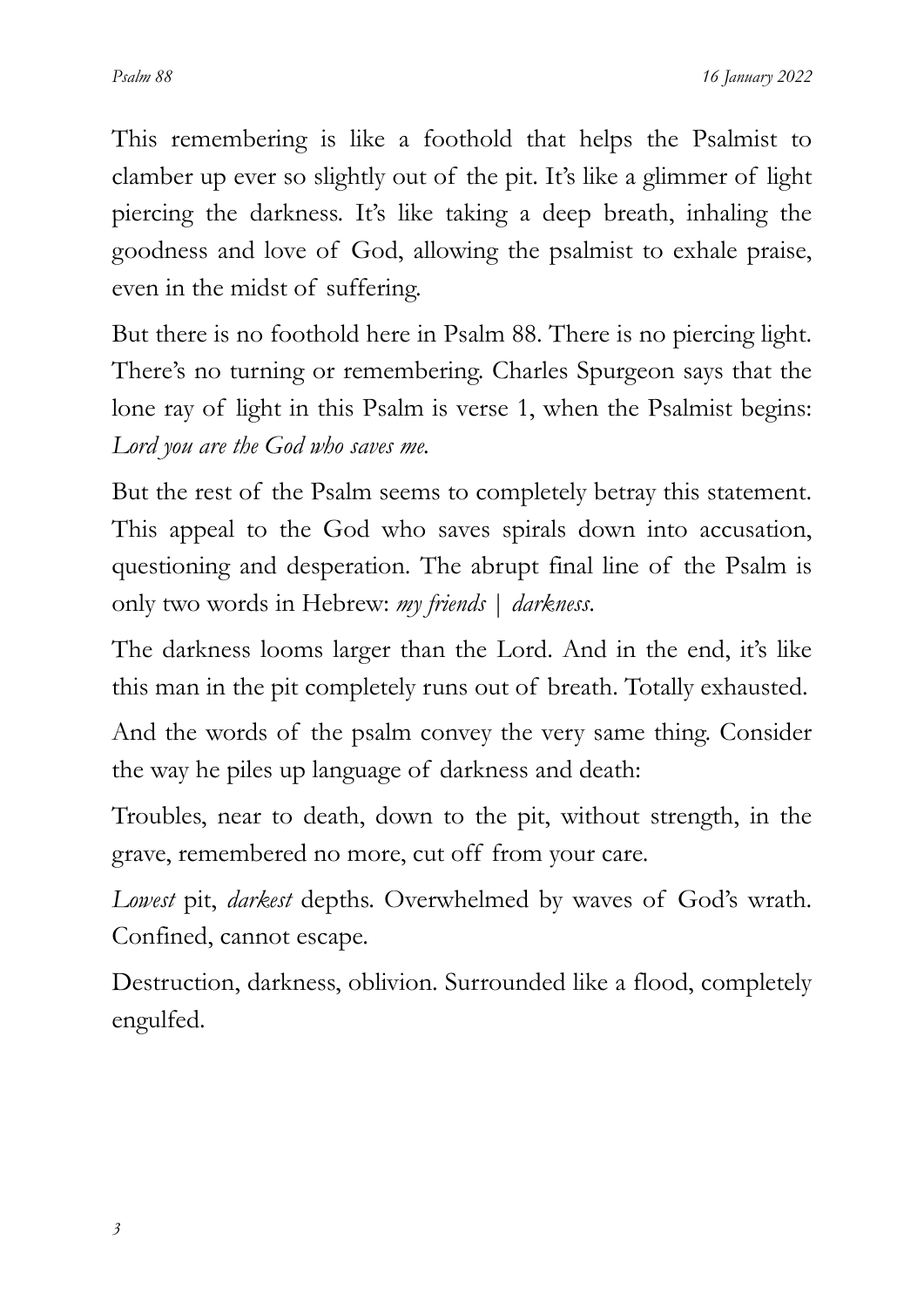This remembering is like a foothold that helps the Psalmist to clamber up ever so slightly out of the pit. It's like a glimmer of light piercing the darkness. It's like taking a deep breath, inhaling the goodness and love of God, allowing the psalmist to exhale praise, even in the midst of suffering.

But there is no foothold here in Psalm 88. There is no piercing light. There's no turning or remembering. Charles Spurgeon says that the lone ray of light in this Psalm is verse 1, when the Psalmist begins: *Lord you are the God who saves me.*

But the rest of the Psalm seems to completely betray this statement. This appeal to the God who saves spirals down into accusation, questioning and desperation. The abrupt final line of the Psalm is only two words in Hebrew: *my friends | darkness.*

The darkness looms larger than the Lord. And in the end, it's like this man in the pit completely runs out of breath. Totally exhausted.

And the words of the psalm convey the very same thing. Consider the way he piles up language of darkness and death:

Troubles, near to death, down to the pit, without strength, in the grave, remembered no more, cut off from your care.

*Lowest* pit, *darkest* depths. Overwhelmed by waves of God's wrath. Confined, cannot escape.

Destruction, darkness, oblivion. Surrounded like a flood, completely engulfed.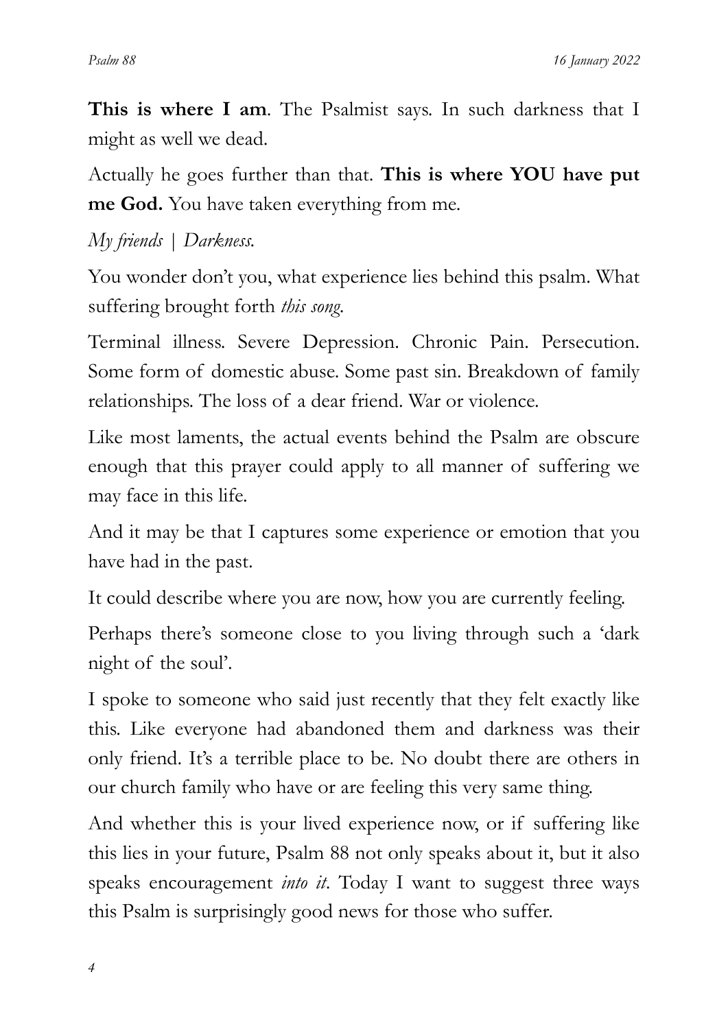**This is where I am**. The Psalmist says. In such darkness that I might as well we dead.

Actually he goes further than that. **This is where YOU have put me God.** You have taken everything from me.

*My friends | Darkness.*

You wonder don't you, what experience lies behind this psalm. What suffering brought forth *this song.*

Terminal illness. Severe Depression. Chronic Pain. Persecution. Some form of domestic abuse. Some past sin. Breakdown of family relationships. The loss of a dear friend. War or violence.

Like most laments, the actual events behind the Psalm are obscure enough that this prayer could apply to all manner of suffering we may face in this life.

And it may be that I captures some experience or emotion that you have had in the past.

It could describe where you are now, how you are currently feeling.

Perhaps there's someone close to you living through such a 'dark night of the soul'.

I spoke to someone who said just recently that they felt exactly like this. Like everyone had abandoned them and darkness was their only friend. It's a terrible place to be. No doubt there are others in our church family who have or are feeling this very same thing.

And whether this is your lived experience now, or if suffering like this lies in your future, Psalm 88 not only speaks about it, but it also speaks encouragement *into it.* Today I want to suggest three ways this Psalm is surprisingly good news for those who suffer.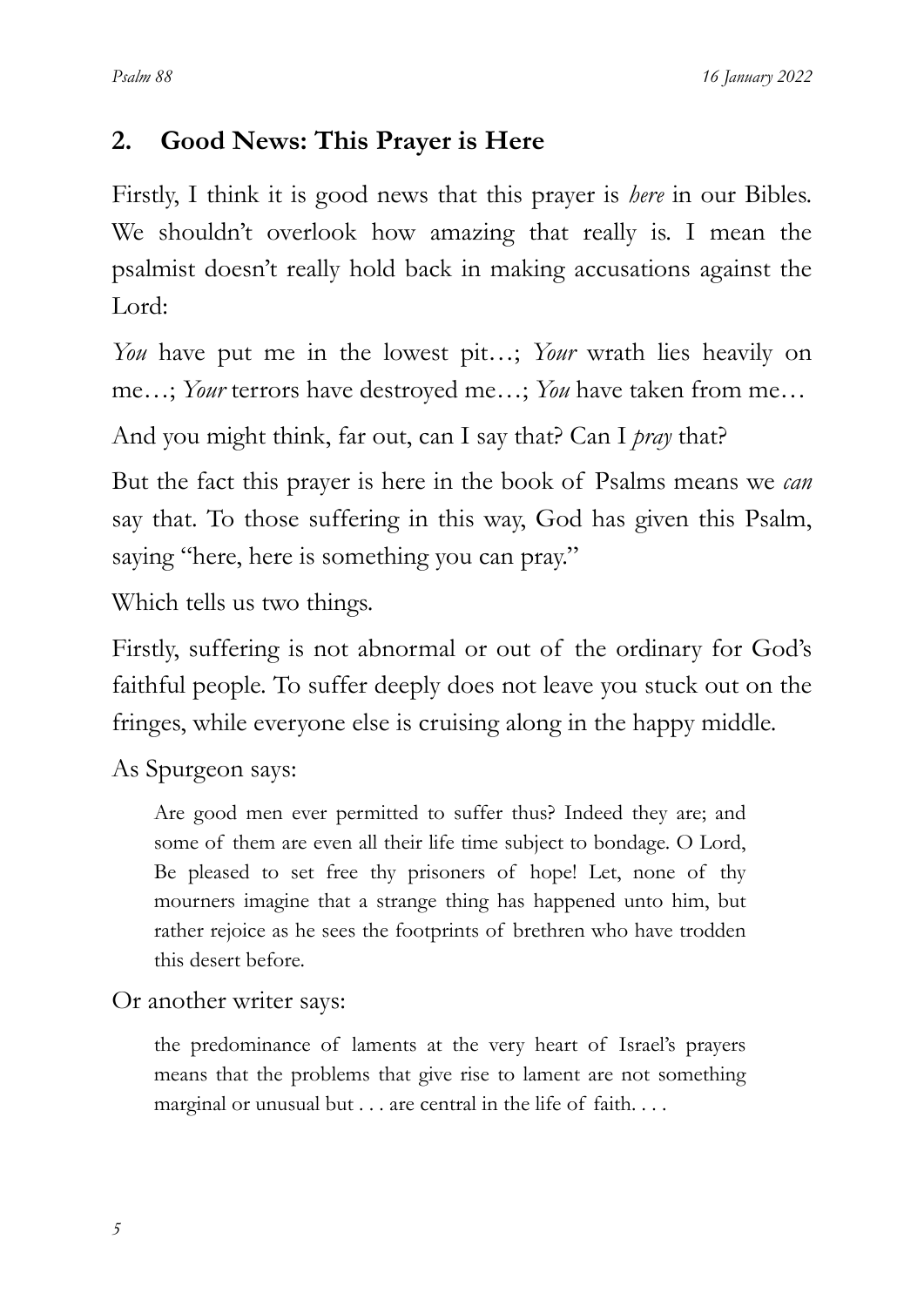## 2. Good News: This Prayer is Here

Firstly, I think it is good news that this prayer is *here* in our Bibles. We shouldn't overlook how amazing that really is. I mean the psalmist doesn't really hold back in making accusations against the Lord:

*You* have put me in the lowest pit…; *Your* wrath lies heavily on me…; *Your* terrors have destroyed me…; *You* have taken from me…

And you might think, far out, can I say that? Can I *pray* that?

But the fact this prayer is here in the book of Psalms means we *can* say that. To those suffering in this way, God has given this Psalm, saying "here, here is something you can pray."

Which tells us two things.

Firstly, suffering is not abnormal or out of the ordinary for God's faithful people. To suffer deeply does not leave you stuck out on the fringes, while everyone else is cruising along in the happy middle.

As Spurgeon says:

> Are good men ever permitted to suffer thus? Indeed they are; and some of them are even all their life time subject to bondage. O Lord, Be pleased to set free thy prisoners of hope! Let, none of thy mourners imagine that a strange thing has happened unto him, but rather rejoice as he sees the footprints of brethren who have trodden this desert before.

Or another writer says:

> the predominance of laments at the very heart of Israel's prayers means that the problems that give rise to lament are not something marginal or unusual but . . . are central in the life of faith. . . .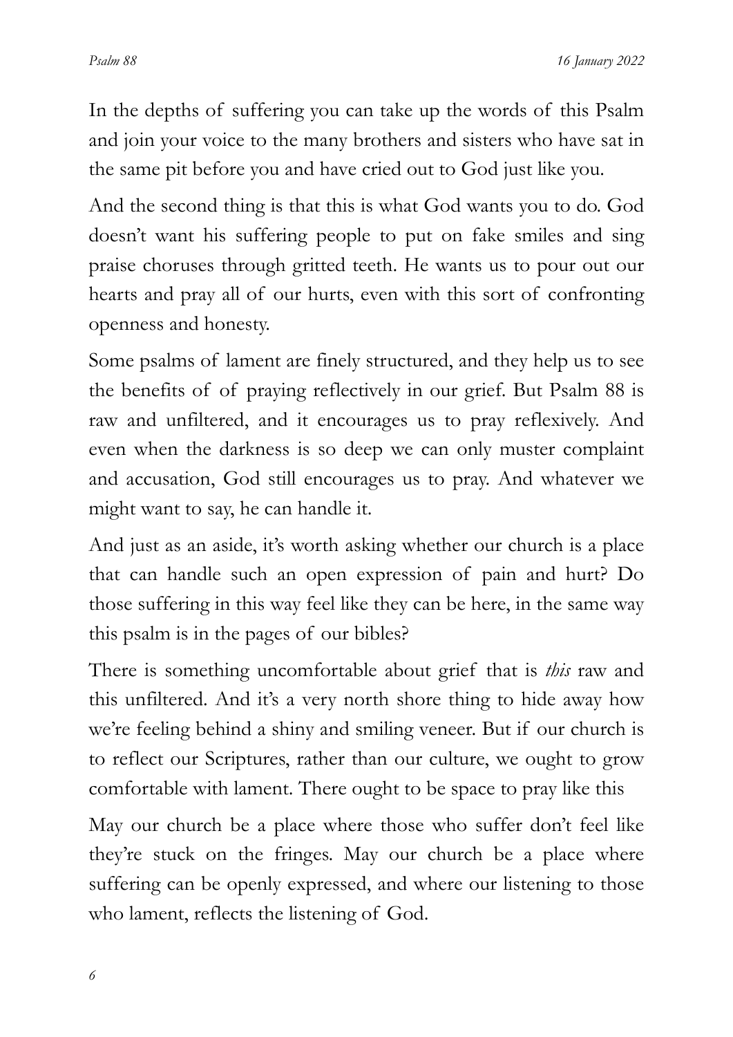In the depths of suffering you can take up the words of this Psalm and join your voice to the many brothers and sisters who have sat in the same pit before you and have cried out to God just like you.

And the second thing is that this is what God wants you to do. God doesn't want his suffering people to put on fake smiles and sing praise choruses through gritted teeth. He wants us to pour out our hearts and pray all of our hurts, even with this sort of confronting openness and honesty.

Some psalms of lament are finely structured, and they help us to see the benefits of of praying reflectively in our grief. But Psalm 88 is raw and unfiltered, and it encourages us to pray reflexively. And even when the darkness is so deep we can only muster complaint and accusation, God still encourages us to pray. And whatever we might want to say, he can handle it.

And just as an aside, it's worth asking whether our church is a place that can handle such an open expression of pain and hurt? Do those suffering in this way feel like they can be here, in the same way this psalm is in the pages of our bibles?

There is something uncomfortable about grief that is *this* raw and this unfiltered. And it's a very north shore thing to hide away how we're feeling behind a shiny and smiling veneer. But if our church is to reflect our Scriptures, rather than our culture, we ought to grow comfortable with lament. There ought to be space to pray like this

May our church be a place where those who suffer don't feel like they're stuck on the fringes. May our church be a place where suffering can be openly expressed, and where our listening to those who lament, reflects the listening of God.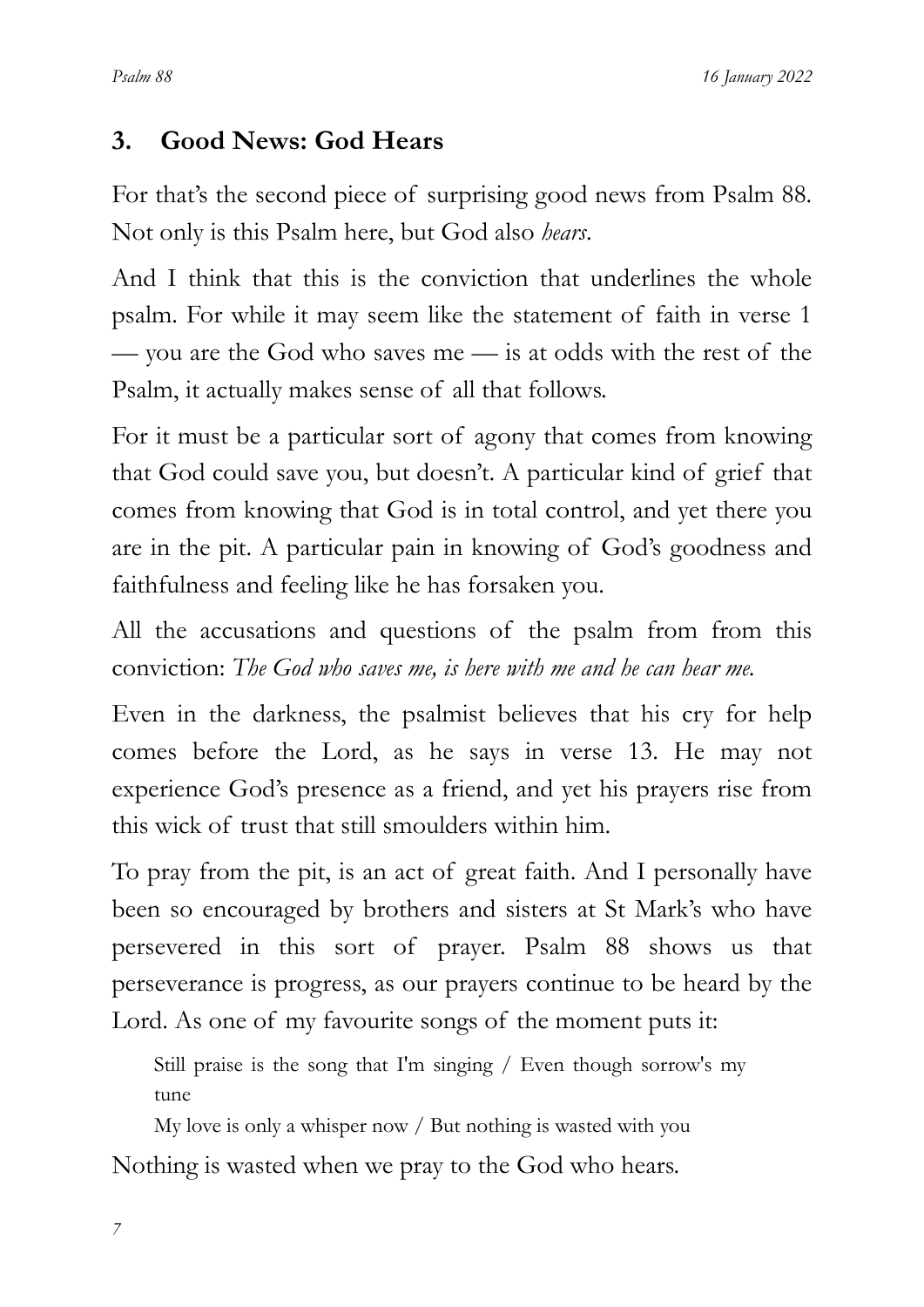## 3. Good News: God Hears

For that's the second piece of surprising good news from Psalm 88. Not only is this Psalm here, but God also *hears*.

And I think that this is the conviction that underlines the whole psalm. For while it may seem like the statement of faith in verse 1 — you are the God who saves me — is at odds with the rest of the Psalm, it actually makes sense of all that follows.

For it must be a particular sort of agony that comes from knowing that God could save you, but doesn't. A particular kind of grief that comes from knowing that God is in total control, and yet there you are in the pit. A particular pain in knowing of God's goodness and faithfulness and feeling like he has forsaken you.

All the accusations and questions of the psalm from from this conviction: *The God who saves me, is here with me and he can hear me.*

Even in the darkness, the psalmist believes that his cry for help comes before the Lord, as he says in verse 13. He may not experience God's presence as a friend, and yet his prayers rise from this wick of trust that still smoulders within him.

To pray from the pit, is an act of great faith. And I personally have been so encouraged by brothers and sisters at St Mark's who have persevered in this sort of prayer. Psalm 88 shows us that perseverance is progress, as our prayers continue to be heard by the Lord. As one of my favourite songs of the moment puts it:

> Still praise is the song that I'm singing / Even though sorrow's my tune
>
> My love is only a whisper now / But nothing is wasted with you

Nothing is wasted when we pray to the God who hears.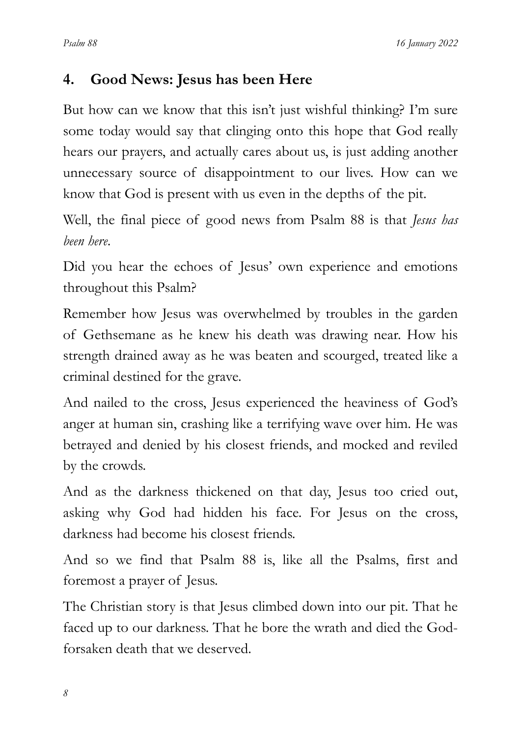## 4. Good News: Jesus has been Here

But how can we know that this isn't just wishful thinking? I'm sure some today would say that clinging onto this hope that God really hears our prayers, and actually cares about us, is just adding another unnecessary source of disappointment to our lives. How can we know that God is present with us even in the depths of the pit.

Well, the final piece of good news from Psalm 88 is that *Jesus has been here*.

Did you hear the echoes of Jesus' own experience and emotions throughout this Psalm?

Remember how Jesus was overwhelmed by troubles in the garden of Gethsemane as he knew his death was drawing near. How his strength drained away as he was beaten and scourged, treated like a criminal destined for the grave.

And nailed to the cross, Jesus experienced the heaviness of God's anger at human sin, crashing like a terrifying wave over him. He was betrayed and denied by his closest friends, and mocked and reviled by the crowds.

And as the darkness thickened on that day, Jesus too cried out, asking why God had hidden his face. For Jesus on the cross, darkness had become his closest friends.

And so we find that Psalm 88 is, like all the Psalms, first and foremost a prayer of Jesus.

The Christian story is that Jesus climbed down into our pit. That he faced up to our darkness. That he bore the wrath and died the God-forsaken death that we deserved.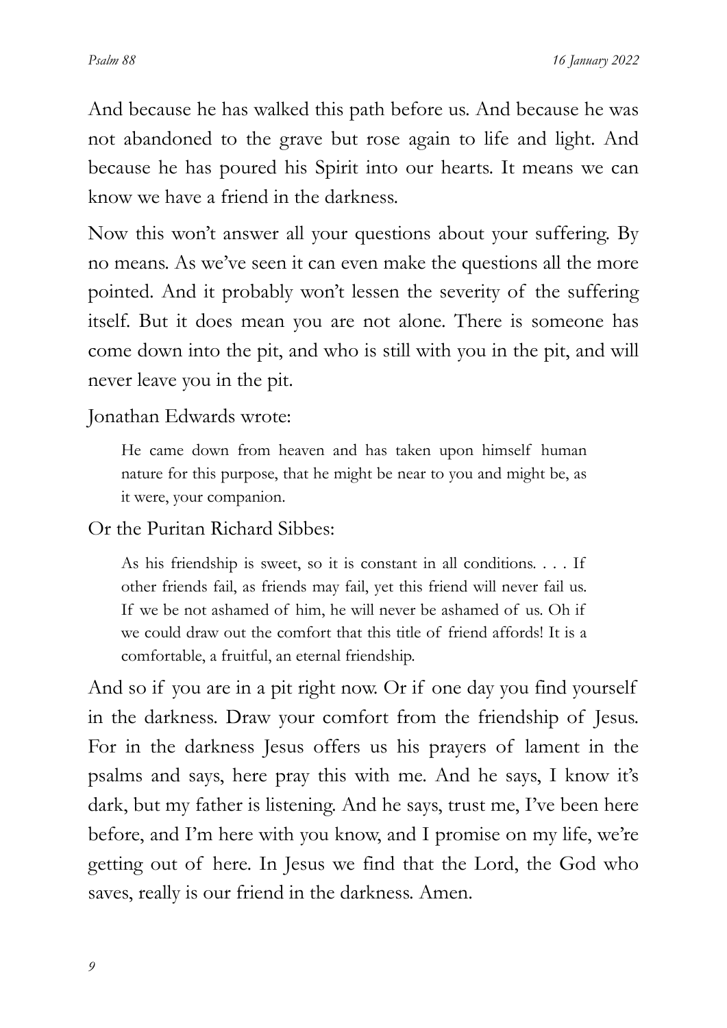And because he has walked this path before us. And because he was not abandoned to the grave but rose again to life and light. And because he has poured his Spirit into our hearts. It means we can know we have a friend in the darkness.

Now this won't answer all your questions about your suffering. By no means. As we've seen it can even make the questions all the more pointed. And it probably won't lessen the severity of the suffering itself. But it does mean you are not alone. There is someone has come down into the pit, and who is still with you in the pit, and will never leave you in the pit.

Jonathan Edwards wrote:

> He came down from heaven and has taken upon himself human nature for this purpose, that he might be near to you and might be, as it were, your companion.

Or the Puritan Richard Sibbes:

> As his friendship is sweet, so it is constant in all conditions. . . . If other friends fail, as friends may fail, yet this friend will never fail us. If we be not ashamed of him, he will never be ashamed of us. Oh if we could draw out the comfort that this title of friend affords! It is a comfortable, a fruitful, an eternal friendship.

And so if you are in a pit right now. Or if one day you find yourself in the darkness. Draw your comfort from the friendship of Jesus. For in the darkness Jesus offers us his prayers of lament in the psalms and says, here pray this with me. And he says, I know it's dark, but my father is listening. And he says, trust me, I've been here before, and I'm here with you know, and I promise on my life, we're getting out of here. In Jesus we find that the Lord, the God who saves, really is our friend in the darkness. Amen.